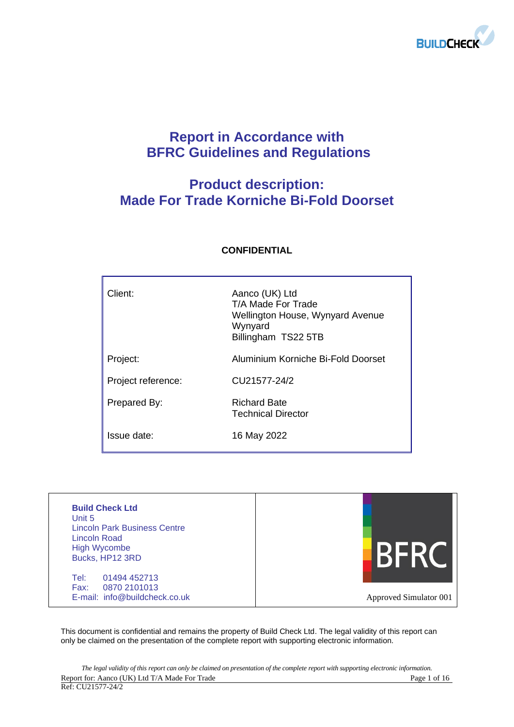# Report in Accordance with BFRC Guidelines and Regulations

## Product description: Made For Trade Korniche Bi-Fold Doorset

**CONFIDENTIAL**

| | |
|---|---|
| Client: | Aanco (UK) Ltd<br>T/A Made For Trade<br>Wellington House, Wynyard Avenue<br>Wynyard<br>Billingham TS22 5TB |
| Project: | Aluminium Korniche Bi-Fold Doorset |
| Project reference: | CU21577-24/2 |
| Prepared By: | Richard Bate<br>Technical Director |
| Issue date: | 16 May 2022 |

| | |
|---|---|
| **Build Check Ltd**<br>Unit 5<br>Lincoln Park Business Centre<br>Lincoln Road<br>High Wycombe<br>Bucks, HP12 3RD<br><br>Tel: 01494 452713<br>Fax: 0870 2101013<br>E-mail: info@buildcheck.co.uk | BFRC<br><br>Approved Simulator 001 |

This document is confidential and remains the property of Build Check Ltd. The legal validity of this report can only be claimed on the presentation of the complete report with supporting electronic information.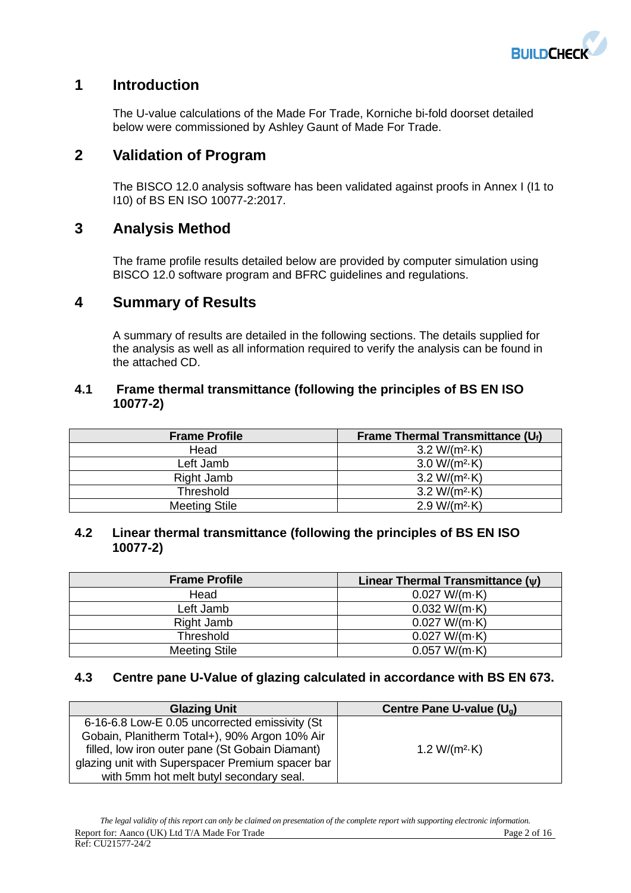# 1 Introduction

The U-value calculations of the Made For Trade, Korniche bi-fold doorset detailed below were commissioned by Ashley Gaunt of Made For Trade.

# 2 Validation of Program

The BISCO 12.0 analysis software has been validated against proofs in Annex I (I1 to I10) of BS EN ISO 10077-2:2017.

# 3 Analysis Method

The frame profile results detailed below are provided by computer simulation using BISCO 12.0 software program and BFRC guidelines and regulations.

# 4 Summary of Results

A summary of results are detailed in the following sections. The details supplied for the analysis as well as all information required to verify the analysis can be found in the attached CD.

## 4.1 Frame thermal transmittance (following the principles of BS EN ISO 10077-2)

| Frame Profile | Frame Thermal Transmittance ($U_f$) |
|---|---|
| Head | 3.2 W/(m²·K) |
| Left Jamb | 3.0 W/(m²·K) |
| Right Jamb | 3.2 W/(m²·K) |
| Threshold | 3.2 W/(m²·K) |
| Meeting Stile | 2.9 W/(m²·K) |

## 4.2 Linear thermal transmittance (following the principles of BS EN ISO 10077-2)

| Frame Profile | Linear Thermal Transmittance ($\psi$) |
|---|---|
| Head | 0.027 W/(m·K) |
| Left Jamb | 0.032 W/(m·K) |
| Right Jamb | 0.027 W/(m·K) |
| Threshold | 0.027 W/(m·K) |
| Meeting Stile | 0.057 W/(m·K) |

## 4.3 Centre pane U-Value of glazing calculated in accordance with BS EN 673.

| Glazing Unit | Centre Pane U-value ($U_g$) |
|---|---|
| 6-16-6.8 Low-E 0.05 uncorrected emissivity (St Gobain, Planitherm Total+), 90% Argon 10% Air filled, low iron outer pane (St Gobain Diamant) glazing unit with Superspacer Premium spacer bar with 5mm hot melt butyl secondary seal. | 1.2 W/(m²·K) |

*The legal validity of this report can only be claimed on presentation of the complete report with supporting electronic information.*

Report for: Aanco (UK) Ltd T/A Made For Trade

Ref: CU21577-24/2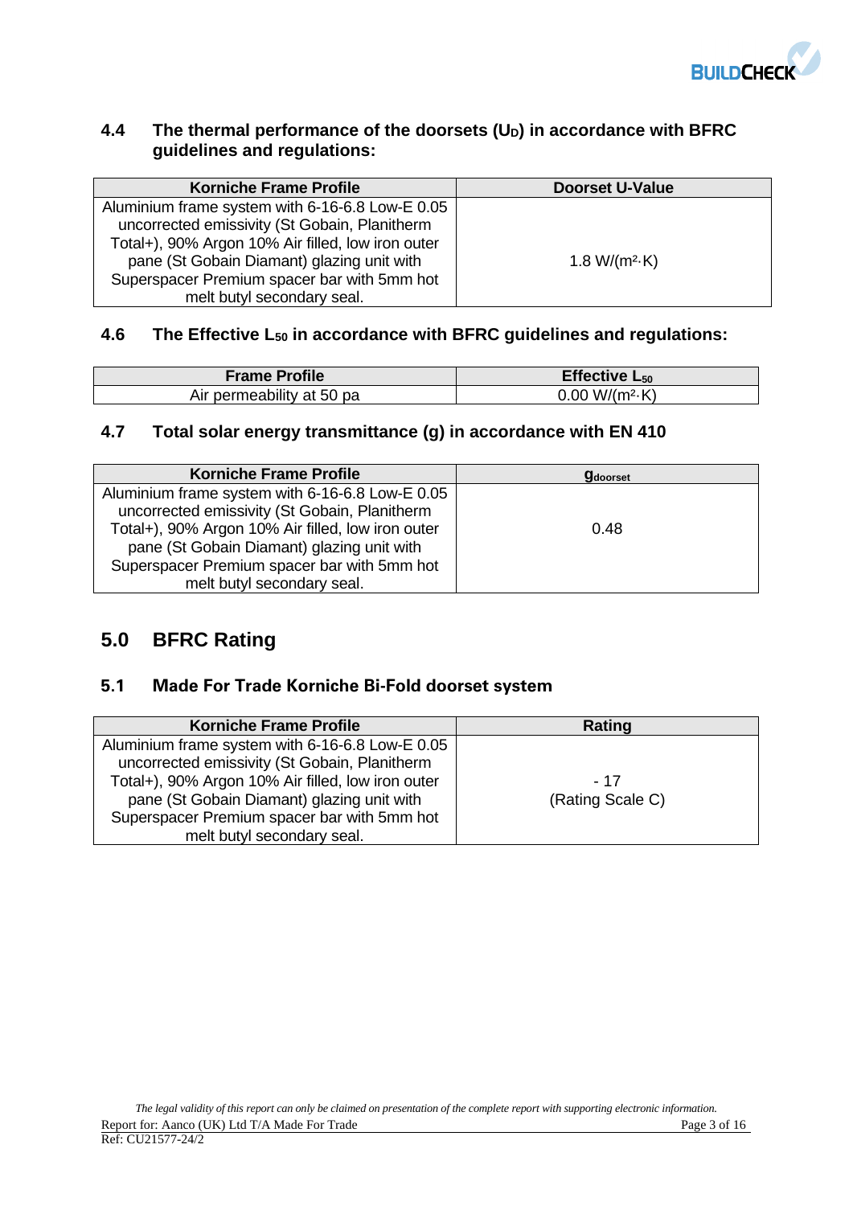### 4.4 The thermal performance of the doorsets ($U_D$) in accordance with BFRC guidelines and regulations:

| Korniche Frame Profile | Doorset U-Value |
|---|---|
| Aluminium frame system with 6-16-6.8 Low-E 0.05 uncorrected emissivity (St Gobain, Planitherm Total+), 90% Argon 10% Air filled, low iron outer pane (St Gobain Diamant) glazing unit with Superspacer Premium spacer bar with 5mm hot melt butyl secondary seal. | 1.8 $W/(m^2{\cdot}K)$ |

### 4.6 The Effective $L_{50}$ in accordance with BFRC guidelines and regulations:

| Frame Profile | Effective $L_{50}$ |
|---|---|
| Air permeability at 50 pa | 0.00 $W/(m^2{\cdot}K)$ |

### 4.7 Total solar energy transmittance (g) in accordance with EN 410

| Korniche Frame Profile | $g_{doorset}$ |
|---|---|
| Aluminium frame system with 6-16-6.8 Low-E 0.05 uncorrected emissivity (St Gobain, Planitherm Total+), 90% Argon 10% Air filled, low iron outer pane (St Gobain Diamant) glazing unit with Superspacer Premium spacer bar with 5mm hot melt butyl secondary seal. | 0.48 |

## 5.0 BFRC Rating

### 5.1 Made For Trade Korniche Bi-Fold doorset system

| Korniche Frame Profile | Rating |
|---|---|
| Aluminium frame system with 6-16-6.8 Low-E 0.05 uncorrected emissivity (St Gobain, Planitherm Total+), 90% Argon 10% Air filled, low iron outer pane (St Gobain Diamant) glazing unit with Superspacer Premium spacer bar with 5mm hot melt butyl secondary seal. | - 17 (Rating Scale C) |

*The legal validity of this report can only be claimed on presentation of the complete report with supporting electronic information.*

Report for: Aanco (UK) Ltd T/A Made For Trade

Ref: CU21577-24/2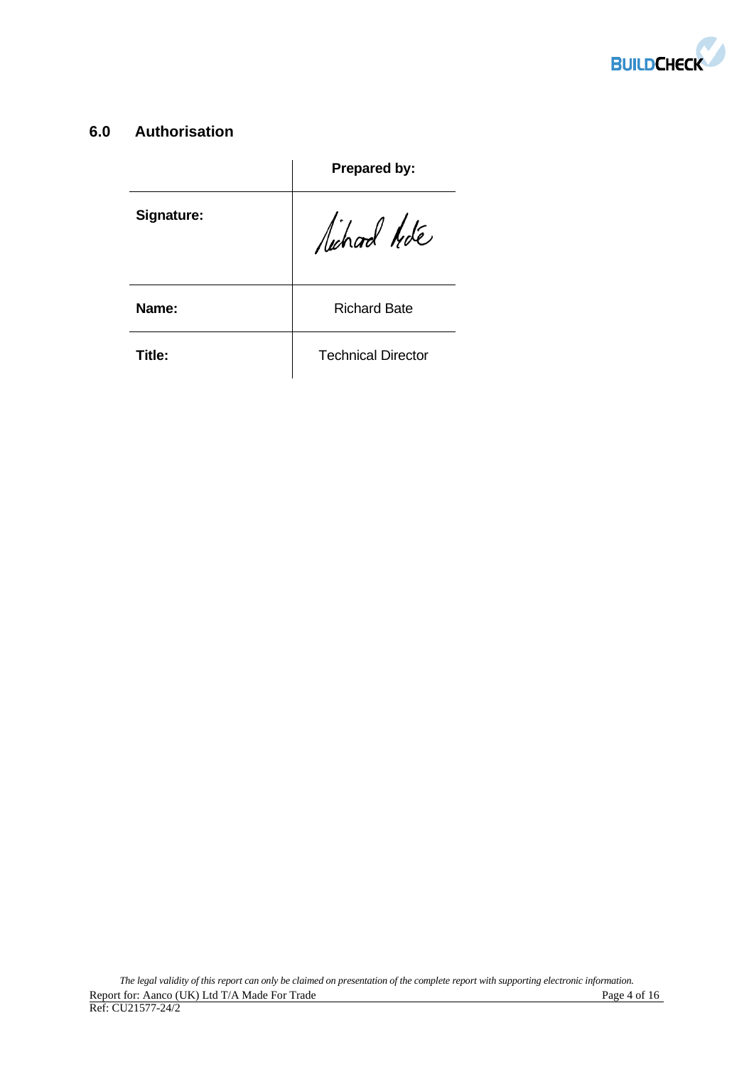## 6.0 Authorisation

| | Prepared by: |
|---|---|
| **Signature:** | Richard Bate |
| **Name:** | Richard Bate |
| **Title:** | Technical Director |

*The legal validity of this report can only be claimed on presentation of the complete report with supporting electronic information.*

Report for: Aanco (UK) Ltd T/A Made For Trade

Ref: CU21577-24/2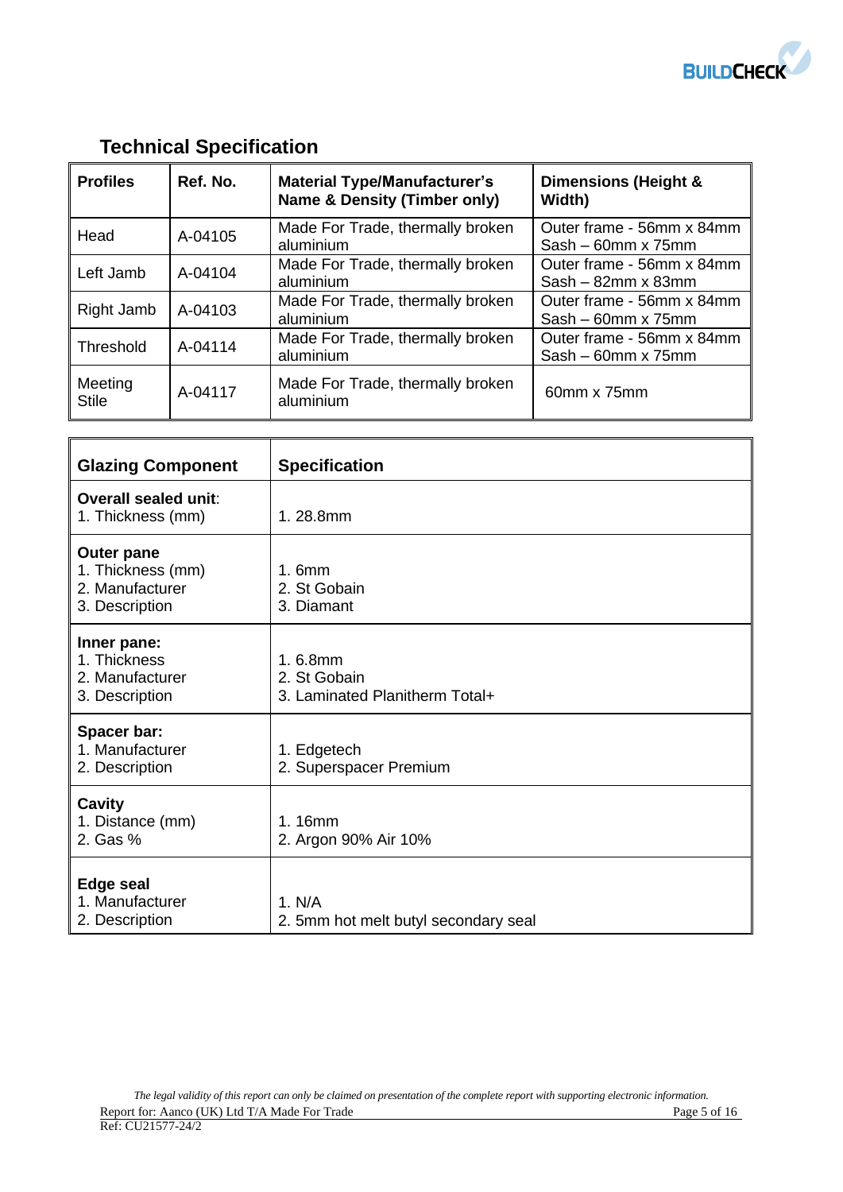## Technical Specification

| Profiles | Ref. No. | Material Type/Manufacturer's Name & Density (Timber only) | Dimensions (Height & Width) |
|---|---|---|---|
| Head | A-04105 | Made For Trade, thermally broken aluminium | Outer frame - 56mm x 84mm<br>Sash – 60mm x 75mm |
| Left Jamb | A-04104 | Made For Trade, thermally broken aluminium | Outer frame - 56mm x 84mm<br>Sash – 82mm x 83mm |
| Right Jamb | A-04103 | Made For Trade, thermally broken aluminium | Outer frame - 56mm x 84mm<br>Sash – 60mm x 75mm |
| Threshold | A-04114 | Made For Trade, thermally broken aluminium | Outer frame - 56mm x 84mm<br>Sash – 60mm x 75mm |
| Meeting Stile | A-04117 | Made For Trade, thermally broken aluminium | 60mm x 75mm |

| Glazing Component | Specification |
|---|---|
| **Overall sealed unit**:<br>1. Thickness (mm) | 1. 28.8mm |
| **Outer pane**<br>1. Thickness (mm)<br>2. Manufacturer<br>3. Description | 1. 6mm<br>2. St Gobain<br>3. Diamant |
| **Inner pane:**<br>1. Thickness<br>2. Manufacturer<br>3. Description | 1. 6.8mm<br>2. St Gobain<br>3. Laminated Planitherm Total+ |
| **Spacer bar:**<br>1. Manufacturer<br>2. Description | 1. Edgetech<br>2. Superspacer Premium |
| **Cavity**<br>1. Distance (mm)<br>2. Gas % | 1. 16mm<br>2. Argon 90% Air 10% |
| **Edge seal**<br>1. Manufacturer<br>2. Description | 1. N/A<br>2. 5mm hot melt butyl secondary seal |

*The legal validity of this report can only be claimed on presentation of the complete report with supporting electronic information.*

Report for: Aanco (UK) Ltd T/A Made For Trade
Ref: CU21577-24/2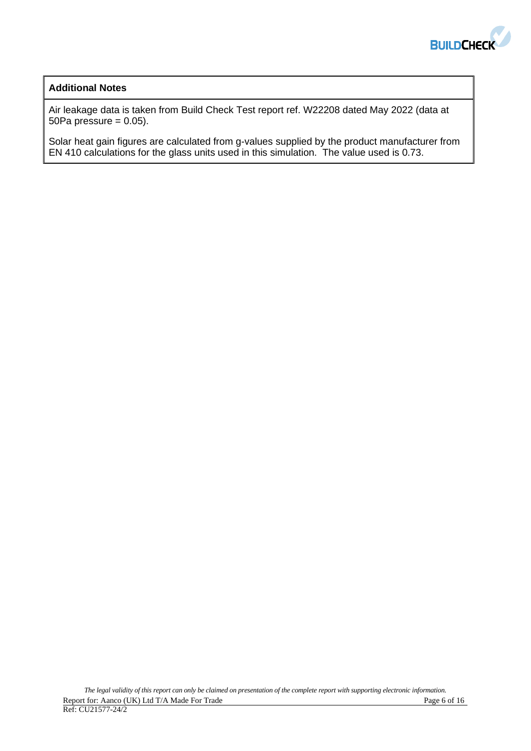## Additional Notes

Air leakage data is taken from Build Check Test report ref. W22208 dated May 2022 (data at 50Pa pressure = 0.05).

Solar heat gain figures are calculated from g-values supplied by the product manufacturer from EN 410 calculations for the glass units used in this simulation. The value used is 0.73.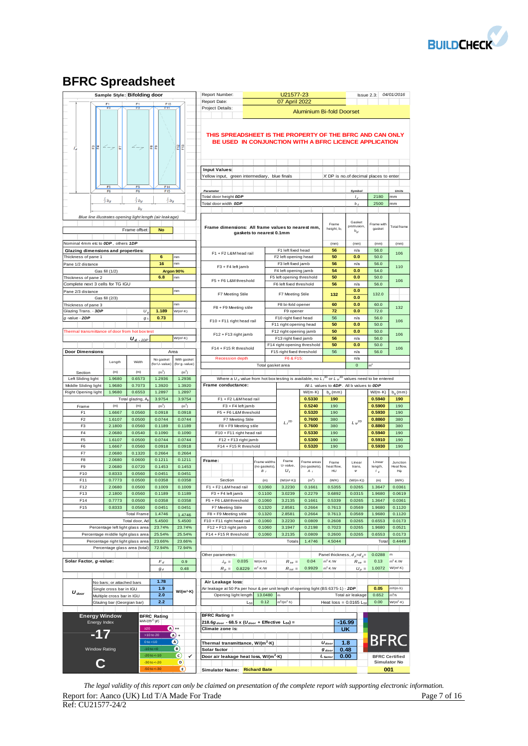# BFRC Spreadsheet

**Sample Style: Bifolding door**

Blue line illustrates opening light length (air leakage)

| Frame offset: | No |
|---|---|

Nominal 4mm etc to **0DP**, others **1DP**

**Glazing dimensions and properties:**

| Property | Symbol | Value | Units |
|---|---|---|---|
| Thickness of pane 1 | | 6 | mm |
| Pane 1/2 distance | | 16 | mm |
| Gas fill (1/2) | | Argon 90% | |
| Thickness of pane 2 | | 6.8 | mm |
| Complete next 3 cells for TG IGU | | | |
| Pane 2/3 distance | | | mm |
| Gas fill (2/3) | | | |
| Thickness of pane 3 | | | mm |
| Glazing Trans. - **3DP** | $U_g$ | 1.189 | W/(m²·K) |
| g-value - **2DP** | $g_\perp$ | 0.73 | |
| Thermal transmittance of door from hot box test | $U_{d-2DP}$ | | W/(m²·K) |

**Door Dimensions:**

| Section | Length (m) | Width (m) | Area No gasket (for U-value) (m²) | Area With gasket (for g-value) (m²) |
|---|---|---|---|---|
| Left Sliding light | 1.9680 | 0.6573 | 1.2936 | 1.2936 |
| Middle Sliding light | 1.9680 | 0.7073 | 1.3920 | 1.3920 |
| Right Opening light | 1.9680 | 0.6553 | 1.2897 | 1.2897 |
| Total glazing, $A_g$ | | | 3.9754 | 3.9754 |
| **Frame** | (m) | (m) | (m²) | (m²) |
| F1 | 1.6667 | 0.0560 | 0.0918 | 0.0918 |
| F2 | 1.6107 | 0.0500 | 0.0744 | 0.0744 |
| F3 | 2.1800 | 0.0560 | 0.1189 | 0.1189 |
| F4 | 2.0680 | 0.0540 | 0.1090 | 0.1090 |
| F5 | 1.6107 | 0.0500 | 0.0744 | 0.0744 |
| F6 | 1.6667 | 0.0560 | 0.0918 | 0.0918 |
| F7 | 2.0680 | 0.1320 | 0.2664 | 0.2664 |
| F8 | 2.0680 | 0.0600 | 0.1211 | 0.1211 |
| F9 | 2.0680 | 0.0720 | 0.1453 | 0.1453 |
| F10 | 0.8333 | 0.0560 | 0.0451 | 0.0451 |
| F11 | 0.7773 | 0.0500 | 0.0358 | 0.0358 |
| F12 | 2.0680 | 0.0500 | 0.1009 | 0.1009 |
| F13 | 2.1800 | 0.0560 | 0.1189 | 0.1189 |
| F14 | 0.7773 | 0.0500 | 0.0358 | 0.0358 |
| F15 | 0.8333 | 0.0560 | 0.0451 | 0.0451 |
| Total Frame | | | 1.4746 | 1.4746 |
| Total door, Ad | | | 5.4500 | 5.4500 |
| Percentage left light glass area | | | 23.74% | 23.74% |
| Percentage middle light glass area | | | 25.54% | 25.54% |
| Percentage right light glass area | | | 23.66% | 23.66% |
| Percentage glass area (total) | | | 72.94% | 72.94% |

**Solar Factor, g-value:**

| | |
|---|---|
| $F_d$ | 0.9 |
| $g_d$ | 0.48 |

| $U_{door}$ | | W/(m²·K) |
|---|---|---|
| No bars; or attached bars | 1.78 | |
| Single cross bar in IGU | 1.9 | |
| Multiple cross bar in IGU | 2.0 | |
| Glazing bar (Georgian bar) | 2.2 | |

**Energy Window** — Energy Index: **-17** — Window Rating: **C**

BFRC Rating kWh/(m²·yr):

| Band | Rating |
|---|---|
| ≥20 | A++ |
| >10 to 20 | A+ |
| 0 to <10 | A |
| -10 to <0 | B |
| -20 to <-10 | C ✓ |
| -30 to <-20 | D |
| -50 to <-30 | E |

| | | | |
|---|---|---|---|
| Report Number: | U21577-23 | Issue 2.3: | 04/01/2016 |
| Report Date: | 07 April 2022 | | |
| Project Details: | Aluminium Bi-fold Doorset | | |

**THIS SPREADSHEET IS THE PROPERTY OF THE BFRC AND CAN ONLY BE USED IN CONJUNCTION WITH A BFRC LICENCE APPLICATION**

**Input Values:**
Yellow input, green intermediary, blue finals — X DP is no.of decimal places to enter

| Parameter | Symbol | Value | Units |
|---|---|---|---|
| Total door height **0DP** | $l_d$ | 2180 | mm |
| Total door width **0DP** | $b_d$ | 2500 | mm |

**Frame dimensions: All frame values to nearest mm, gaskets to nearest 0.1mm**

| Frame | Section | Frame height, $b_f$ (mm) | Gasket protrusion, $b_{gl}$ (mm) | Frame with gasket (mm) | Total frame (mm) |
|---|---|---|---|---|---|
| F1 + F2 L&M head rail | F1 left fixed head | 56 | n/a | 56.0 | 106 |
| | F2 left opening head | 50 | 0.0 | 50.0 | |
| F3 + F4 left jamb | F3 left fixed jamb | 56 | n/a | 56.0 | 110 |
| | F4 left opening jamb | 54 | 0.0 | 54.0 | |
| F5 + F6 L&M threshold | F5 left opening threshold | 50 | 0.0 | 50.0 | 106 |
| | F6 left fixed threshold | 56 | n/a | 56.0 | |
| F7 Meeting Stile | F7 Meeting Stile | 132 | 0.0 | 132.0 | |
| | | | 0.0 | | |
| F8 + F9 Meeting stile | F8 bi-fold opener | 60 | 0.0 | 60.0 | 132 |
| | F9 opener | 72 | 0.0 | 72.0 | |
| F10 + F11 right head rail | F10 right fixed head | 56 | n/a | 56.0 | 106 |
| | F11 right opening head | 50 | 0.0 | 50.0 | |
| F12 + F13 right jamb | F12 right opening jamb | 50 | 0.0 | 50.0 | 106 |
| | F13 right fixed jamb | 56 | n/a | 56.0 | |
| F14 + F15 R threshold | F14 right opening threshold | 50 | 0.0 | 50.0 | 106 |
| | F15 right fixed threshold | 56 | n/a | 56.0 | |
| Recession depth | F6 & F15: | | n/a | | |
| Total gasket area | | | 0 | m² | |

Where a $U_d$ value from hot box testing is available, no $L_f^{2D}$ or $L_\psi^{2D}$ values need to be entered

**Frame conductance:** All $L$ values to **4DP**. All b values to **0DP**

| Section | $L_f^{2D}$ W/(m·K) | $b_p$ (mm) | $L_\psi^{2D}$ W/(m·K) | $b_g$ (mm) |
|---|---|---|---|---|
| F1 + F2 L&M head rail | 0.5330 | 190 | 0.5940 | 190 |
| F3 + F4 left jamb | 0.5240 | 190 | 0.5900 | 190 |
| F5 + F6 L&M threshold | 0.5320 | 190 | 0.5930 | 190 |
| F7 Meeting Stile | 0.7600 | 380 | 0.8860 | 380 |
| F8 + F9 Meeting stile | 0.7600 | 380 | 0.8860 | 380 |
| F10 + F11 right head rail | 0.5330 | 190 | 0.5940 | 190 |
| F12 + F13 right jamb | 0.5300 | 190 | 0.5910 | 190 |
| F14 + F15 R threshold | 0.5320 | 190 | 0.5930 | 190 |

**Frame:**

| Section | Frame widths (no gaskets), $B_f$ (m) | Frame U-value, $U_f$ (W/(m²·K)) | Frame areas (no gaskets), $A_f$ (m²) | Frame heat flow, HU (W/K) | Linear trans, ψ (W/(m·K)) | Linear length, $l_\psi$ (m) | Junction Heat flow, Hψ (W/K) |
|---|---|---|---|---|---|---|---|
| F1 + F2 L&M head rail | 0.1060 | 3.2230 | 0.1661 | 0.5355 | 0.0265 | 1.3647 | 0.0361 |
| F3 + F4 left jamb | 0.1100 | 3.0239 | 0.2279 | 0.6892 | 0.0315 | 1.9680 | 0.0619 |
| F5 + F6 L&M threshold | 0.1060 | 3.2135 | 0.1661 | 0.5339 | 0.0265 | 1.3647 | 0.0361 |
| F7 Meeting Stile | 0.1320 | 2.8581 | 0.2664 | 0.7613 | 0.0569 | 1.9680 | 0.1120 |
| F8 + F9 Meeting stile | 0.1320 | 2.8581 | 0.2664 | 0.7613 | 0.0569 | 1.9680 | 0.1120 |
| F10 + F11 right head rail | 0.1060 | 3.2230 | 0.0809 | 0.2608 | 0.0265 | 0.6553 | 0.0173 |
| F12 + F13 right jamb | 0.1060 | 3.1947 | 0.2198 | 0.7023 | 0.0265 | 1.9680 | 0.0521 |
| F14 + F15 R threshold | 0.1060 | 3.2135 | 0.0809 | 0.2600 | 0.0265 | 0.6553 | 0.0173 |
| Totals | | | 1.4746 | 4.5044 | | Total | 0.4449 |

Other parameters: Panel thickness, $d_p = d_g =$ 0.0288 m

| | | | | | |
|---|---|---|---|---|---|
| $\lambda_p =$ 0.035 W/(m·K) | $R_{se} =$ 0.04 m²·K/W | $R_{si} =$ 0.13 m²·K/W |
| $R_p =$ 0.8229 m²·K/W | $R_{tot} =$ 0.9929 m²·K/W | $U_p =$ 1.0072 W/(m²·K) |

**Air Leakage loss:**

Air leakage at 50 Pa per hour & per unit length of opening light (BS 6375-1) - **2DP**: 0.05 m³/(m·h)

| | | | | |
|---|---|---|---|---|
| Opening light length | 13.0480 m | Total air leakage | 0.652 | m³/h |
| $L_{50}$ | 0.12 m³/(m²·h) | Heat loss = 0.0165 $L_{50}$ | 0.00 | W/(m²·K) |

**BFRC Rating =**

$218.6g_{door}$ - 68.5 x ($U_{door}$ + Effective $L_{50}$) = **-16.99**

Climate zone is: **UK**

| | | |
|---|---|---|
| **Thermal transmittance, W/(m²·K)** | $U_{door}$ | 1.8 |
| **Solar factor** | $g_{door}$ | 0.48 |
| **Door air leakage heat loss, W/(m²·K)** | $L_{factor}$ | 0.00 |

BFRC Certified Simulator No: **001**

Simulator Name: **Richard Bate**

*The legal validity of this report can only be claimed on presentation of the complete report with supporting electronic information.*

Report for: Aanco (UK) Ltd T/A Made For Trade

Ref: CU21577-24/2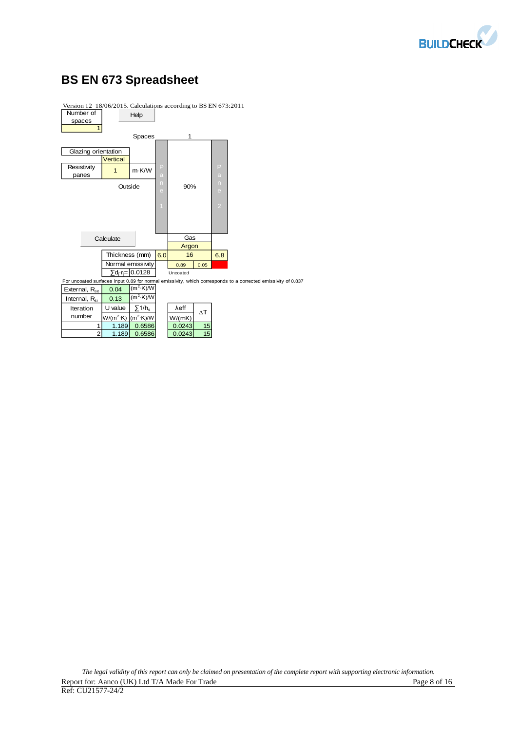## BS EN 673 Spreadsheet

Version 12 18/06/2015. Calculations according to BS EN 673:2011

| Number of spaces | Help |
|---|---|
| 1 | |

Spaces: 1

| Glazing orientation | |
|---|---|
| Vertical | |

| Resistivity panes | 1 | m·K/W |
|---|---|---|

Outside | Pane 1 | 90% | Pane 2

Calculate

| | Pane 1 | Gas | Pane 2 |
|---|---|---|---|
| | | Argon | |
| Thickness (mm) | 6.0 | 16 | 6.8 |
| Normal emissivity | | 0.89 / 0.05 | |
| $\sum d_j \cdot r_j$= 0.0128 | | Uncoated | |

For uncoated surfaces input 0.89 for normal emissivity, which corresponds to a corrected emissivity of 0.837

| | | |
|---|---|---|
| External, $R_{se}$ | 0.04 | $(m^2 \cdot K)/W$ |
| Internal, $R_{si}$ | 0.13 | $(m^2 \cdot K)/W$ |

| Iteration number | U value $W/(m^2 \cdot K)$ | $\sum 1/h_s$ $(m^2 \cdot K)/W$ | λeff W/(mK) | ΔT |
|---|---|---|---|---|
| 1 | 1.189 | 0.6586 | 0.0243 | 15 |
| 2 | 1.189 | 0.6586 | 0.0243 | 15 |

*The legal validity of this report can only be claimed on presentation of the complete report with supporting electronic information.*

Report for: Aanco (UK) Ltd T/A Made For Trade

Ref: CU21577-24/2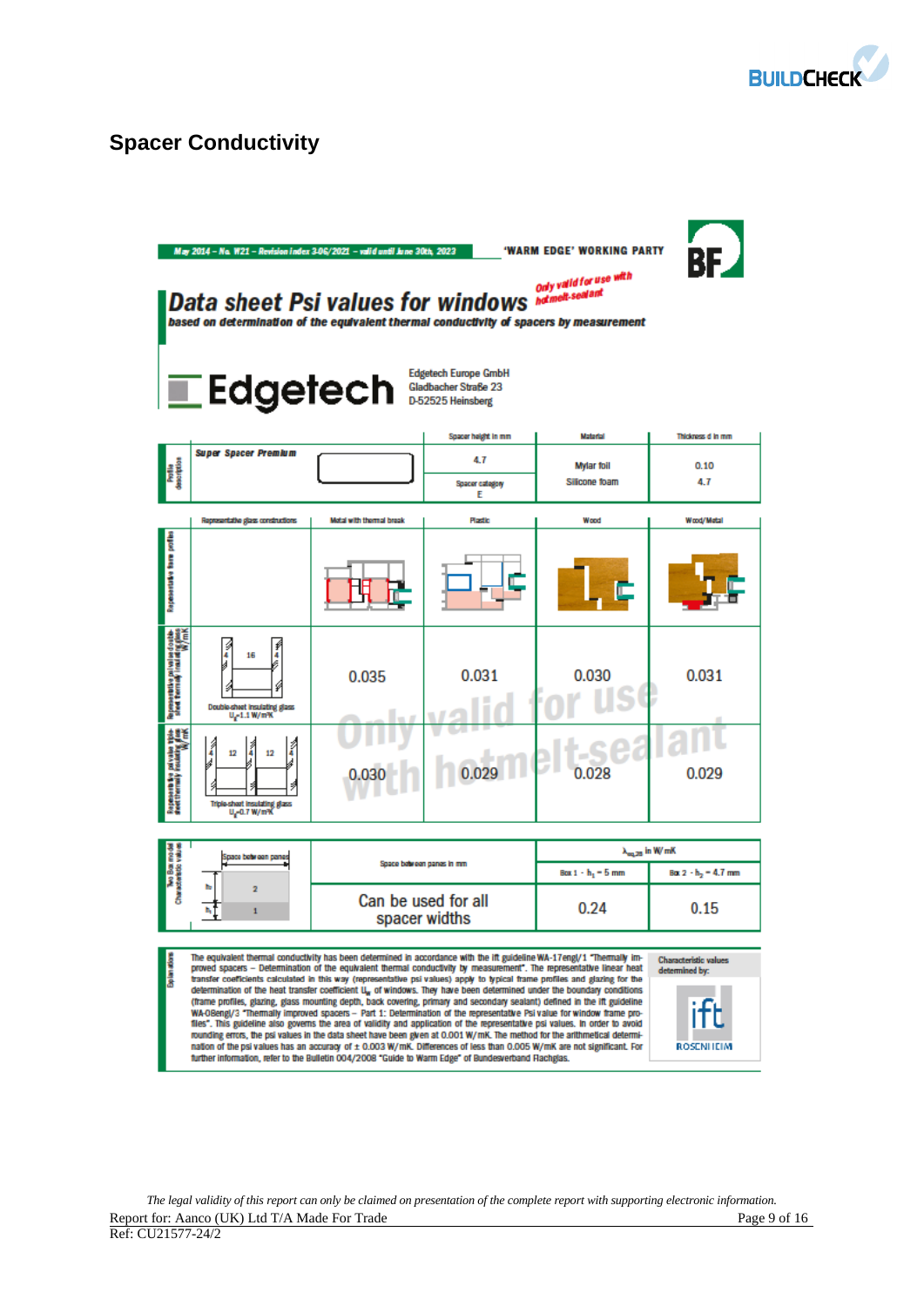## Spacer Conductivity

May 2014 – No. W21 – Revision Index 3-06/2021 – valid until June 30th, 2023

'WARM EDGE' WORKING PARTY

BF

# Data sheet Psi values for windows

*Only valid for use with hotmelt-sealant*

**based on determination of the equivalent thermal conductivity of spacers by measurement**

**Edgetech**

Edgetech Europe GmbH
Gladbacher Straße 23
D-52525 Heinsberg

| Profile description | | Spacer height in mm | Material | Thickness d in mm |
|---|---|---|---|---|
| Super Spacer Premium | | 4.7 | Mylar foil | 0.10 |
| | | Spacer category E | Silicone foam | 4.7 |

| | Representative glass constructions | Metal with thermal break | Plastic | Wood | Wood/Metal |
|---|---|---|---|---|---|
| Representative frame profiles | | | | | |
| Representative psi value double-sheet thermally insulating glass W/mK | Double-sheet insulating glass $U_g$=1.1 W/m²K (4 / 16 / 4) | 0.035 | 0.031 | 0.030 | 0.031 |
| Representative psi value triple-sheet thermally insulating glass W/mK | Triple-sheet insulating glass $U_g$=0.7 W/m²K (4 / 12 / 4 / 12 / 4) | 0.030 | 0.029 | 0.028 | 0.029 |

*Only valid for use with hotmelt-sealant*

| Two Box model Characteristic values | Space between panes ($h_2$: 2, $h_1$: 1) | Space between panes in mm | $\lambda_{eq,2B}$ in W/mK Box 1 - $h_1$ = 5 mm | Box 2 - $h_2$ = 4.7 mm |
|---|---|---|---|---|
| | | Can be used for all spacer widths | 0.24 | 0.15 |

**Explanations**

The equivalent thermal conductivity has been determined in accordance with the ift guideline WA-17engl/1 "Thermally improved spacers – Determination of the equivalent thermal conductivity by measurement". The representative linear heat transfer coefficients calculated in this way (representative psi values) apply to typical frame profiles and glazing for the determination of the heat transfer coefficient $U_w$ of windows. They have been determined under the boundary conditions (frame profiles, glazing, glass mounting depth, back covering, primary and secondary sealant) defined in the ift guideline WA-08engl/3 "Thermally improved spacers – Part 1: Determination of the representative Psi value for window frame profiles". This guideline also governs the area of validity and application of the representative psi values. In order to avoid rounding errors, the psi values in the data sheet have been given at 0.001 W/mK. The method for the arithmetical determination of the psi values has an accuracy of ± 0.003 W/mK. Differences of less than 0.005 W/mK are not significant. For further information, refer to the Bulletin 004/2008 "Guide to Warm Edge" of Bundesverband Flachglas.

Characteristic values determined by: ift ROSENHEIM

*The legal validity of this report can only be claimed on presentation of the complete report with supporting electronic information.*

Report for: Aanco (UK) Ltd T/A Made For Trade

Ref: CU21577-24/2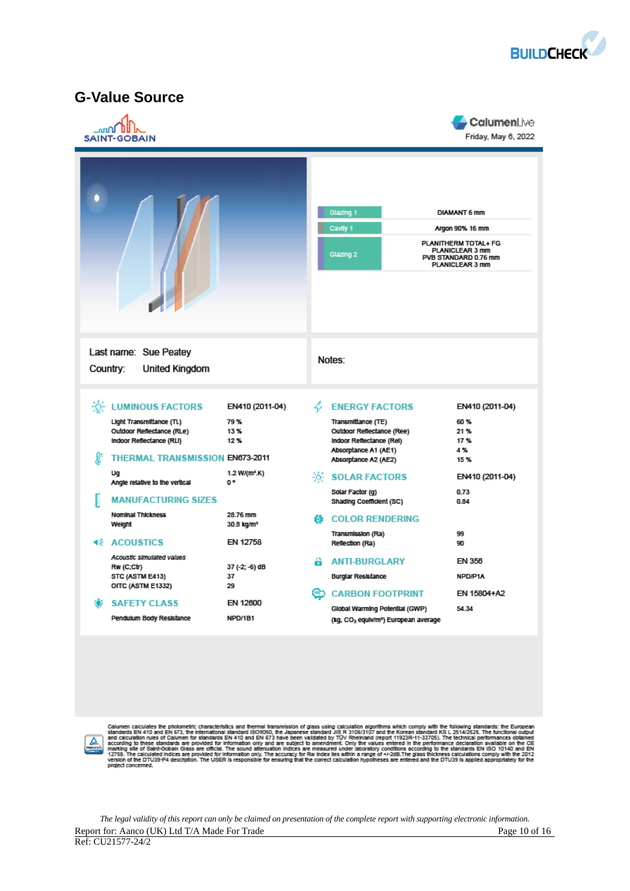BUILDCHECK

## G-Value Source

SAINT-GOBAIN

CalumenLive

Friday, May 6, 2022

| | |
|---|---|
| Glazing 1 | DIAMANT 6 mm |
| Cavity 1 | Argon 90% 16 mm |
| Glazing 2 | PLANITHERM TOTAL+ FG PLANICLEAR 3 mm PVB STANDARD 0.76 mm PLANICLEAR 3 mm |

Last name: Sue Peatey

Country: United Kingdom

Notes:

### LUMINOUS FACTORS — EN410 (2011-04)

| | |
|---|---|
| Light Transmittance (TL) | 79 % |
| Outdoor Reflectance (RLe) | 13 % |
| Indoor Reflectance (RLi) | 12 % |

### THERMAL TRANSMISSION — EN673-2011

| | |
|---|---|
| Ug | 1.2 W/(m².K) |
| Angle relative to the vertical | 0 ° |

### MANUFACTURING SIZES

| | |
|---|---|
| Nominal Thickness | 28.76 mm |
| Weight | 30.8 kg/m² |

### ACOUSTICS — EN 12758

*Acoustic simulated values*

| | |
|---|---|
| Rw (C;Ctr) | 37 (-2; -6) dB |
| STC (ASTM E413) | 37 |
| OITC (ASTM E1332) | 29 |

### SAFETY CLASS — EN 12600

| | |
|---|---|
| Pendulum Body Resistance | NPD/1B1 |

### ENERGY FACTORS — EN410 (2011-04)

| | |
|---|---|
| Transmittance (TE) | 60 % |
| Outdoor Reflectance (Ree) | 21 % |
| Indoor Reflectance (Rei) | 17 % |
| Absorptance A1 (AE1) | 4 % |
| Absorptance A2 (AE2) | 15 % |

### SOLAR FACTORS — EN410 (2011-04)

| | |
|---|---|
| Solar Factor (g) | 0.73 |
| Shading Coefficient (SC) | 0.84 |

### COLOR RENDERING

| | |
|---|---|
| Transmission (Ra) | 99 |
| Reflection (Ra) | 90 |

### ANTI-BURGLARY — EN 356

| | |
|---|---|
| Burglar Resistance | NPD/P1A |

### CARBON FOOTPRINT — EN 15804+A2

| | |
|---|---|
| Global Warming Potential (GWP) (kg. $CO_2$ equiv/m²) European average | 54.34 |

Calumen calculates the photometric characteristics and thermal transmission of glass using calculation algorithms which comply with the following standards: the European standards EN 410 and EN 673, the International standard ISO9050, the Japanese standard JIS R 3106/3107 and the Korean standard KS L 2514/2525. The functional output and calculation rules of Calumen for standards EN 410 and EN 673 have been validated by TÜV Rheinland (report 11923R-11-33705). The technical performances obtained according to these standards are provided for information only and are subject to amendment. Only the values entered in the performance declaration available on the CE marking site of Saint-Gobain Glass are official. The sound attenuation indices are measured under laboratory conditions according to the standards EN ISO 10140 and EN 12758. The calculated indices are provided for information only. The accuracy for Rw index lies within a range of +/-2dB. The glass thickness calculations comply with the 2012 version of the DTU39-P4 description. The USER is responsible for ensuring that the correct calculation hypotheses are entered and the DTU39 is applied appropriately for the project concerned.

*The legal validity of this report can only be claimed on presentation of the complete report with supporting electronic information.*

Report for: Aanco (UK) Ltd T/A Made For Trade

Ref: CU21577-24/2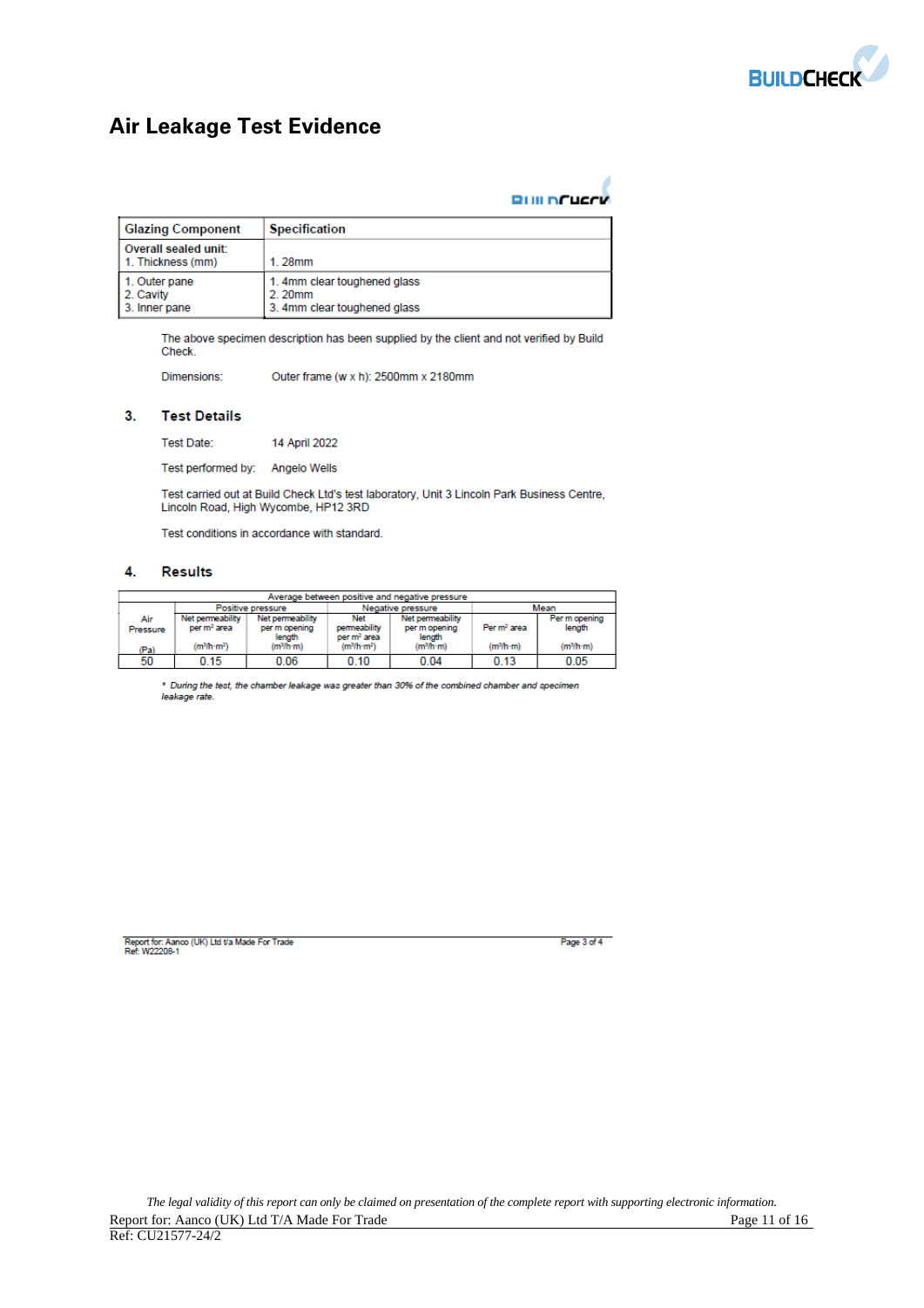# Air Leakage Test Evidence

| Glazing Component | Specification |
|---|---|
| Overall sealed unit:<br>1. Thickness (mm) | 1. 28mm |
| 1. Outer pane<br>2. Cavity<br>3. Inner pane | 1. 4mm clear toughened glass<br>2. 20mm<br>3. 4mm clear toughened glass |

The above specimen description has been supplied by the client and not verified by Build Check.

Dimensions: Outer frame (w x h): 2500mm x 2180mm

### 3. Test Details

Test Date: 14 April 2022

Test performed by: Angelo Wells

Test carried out at Build Check Ltd's test laboratory, Unit 3 Lincoln Park Business Centre, Lincoln Road, High Wycombe, HP12 3RD

Test conditions in accordance with standard.

### 4. Results

| Average between positive and negative pressure | | | | | | |
|---|---|---|---|---|---|---|
| | Positive pressure | | Negative pressure | | Mean | |
| Air Pressure (Pa) | Net permeability per $m^2$ area ($m^3/h{\cdot}m^2$) | Net permeability per m opening length ($m^3/h{\cdot}m$) | Net permeability per $m^2$ area ($m^3/h{\cdot}m^2$) | Net permeability per m opening length ($m^3/h{\cdot}m$) | Per $m^2$ area ($m^3/h{\cdot}m$) | Per m opening length ($m^3/h{\cdot}m$) |
| 50 | 0.15 | 0.06 | 0.10 | 0.04 | 0.13 | 0.05 |

*\* During the test, the chamber leakage was greater than 30% of the combined chamber and specimen leakage rate.*

Report for: Aanco (UK) Ltd t/a Made For Trade
Ref: W22208-1

*The legal validity of this report can only be claimed on presentation of the complete report with supporting electronic information.*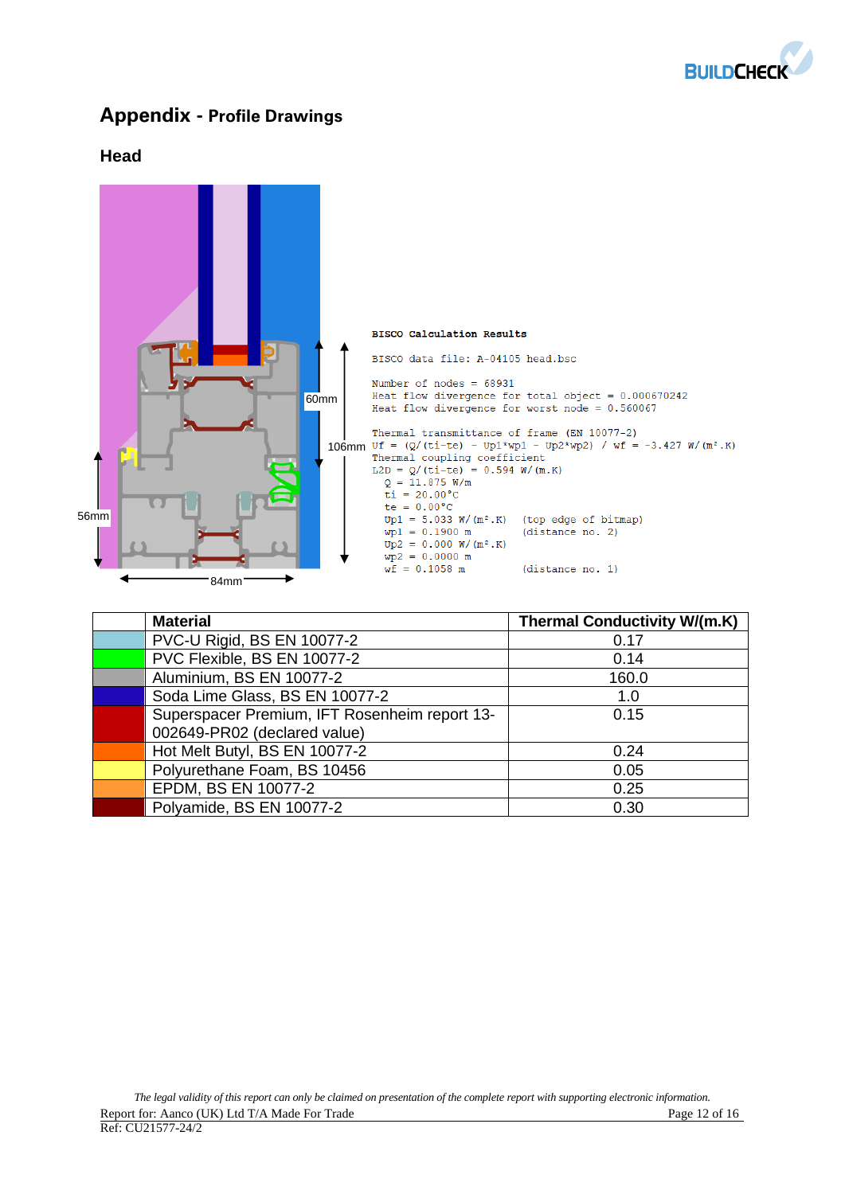# Appendix - Profile Drawings

## Head

60mm

106mm

56mm

84mm

```
BISCO Calculation Results

BISCO data file: A-04105 head.bsc

Number of nodes = 68931
Heat flow divergence for total object = 0.000670242
Heat flow divergence for worst node = 0.560067

Thermal transmittance of frame (EN 10077-2)
Uf = (Q/(ti-te) - Up1*wp1 - Up2*wp2) / wf = -3.427 W/(m².K)
Thermal coupling coefficient
L2D = Q/(ti-te) = 0.594 W/(m.K)
  Q = 11.875 W/m
  ti = 20.00°C
  te = 0.00°C
  Up1 = 5.033 W/(m².K)   (top edge of bitmap)
  wp1 = 0.1900 m         (distance no. 2)
  Up2 = 0.000 W/(m².K)
  wp2 = 0.0000 m
  wf = 0.1058 m          (distance no. 1)
```

| | Material | Thermal Conductivity W/(m.K) |
|---|---|---|
| | PVC-U Rigid, BS EN 10077-2 | 0.17 |
| | PVC Flexible, BS EN 10077-2 | 0.14 |
| | Aluminium, BS EN 10077-2 | 160.0 |
| | Soda Lime Glass, BS EN 10077-2 | 1.0 |
| | Superspacer Premium, IFT Rosenheim report 13-002649-PR02 (declared value) | 0.15 |
| | Hot Melt Butyl, BS EN 10077-2 | 0.24 |
| | Polyurethane Foam, BS 10456 | 0.05 |
| | EPDM, BS EN 10077-2 | 0.25 |
| | Polyamide, BS EN 10077-2 | 0.30 |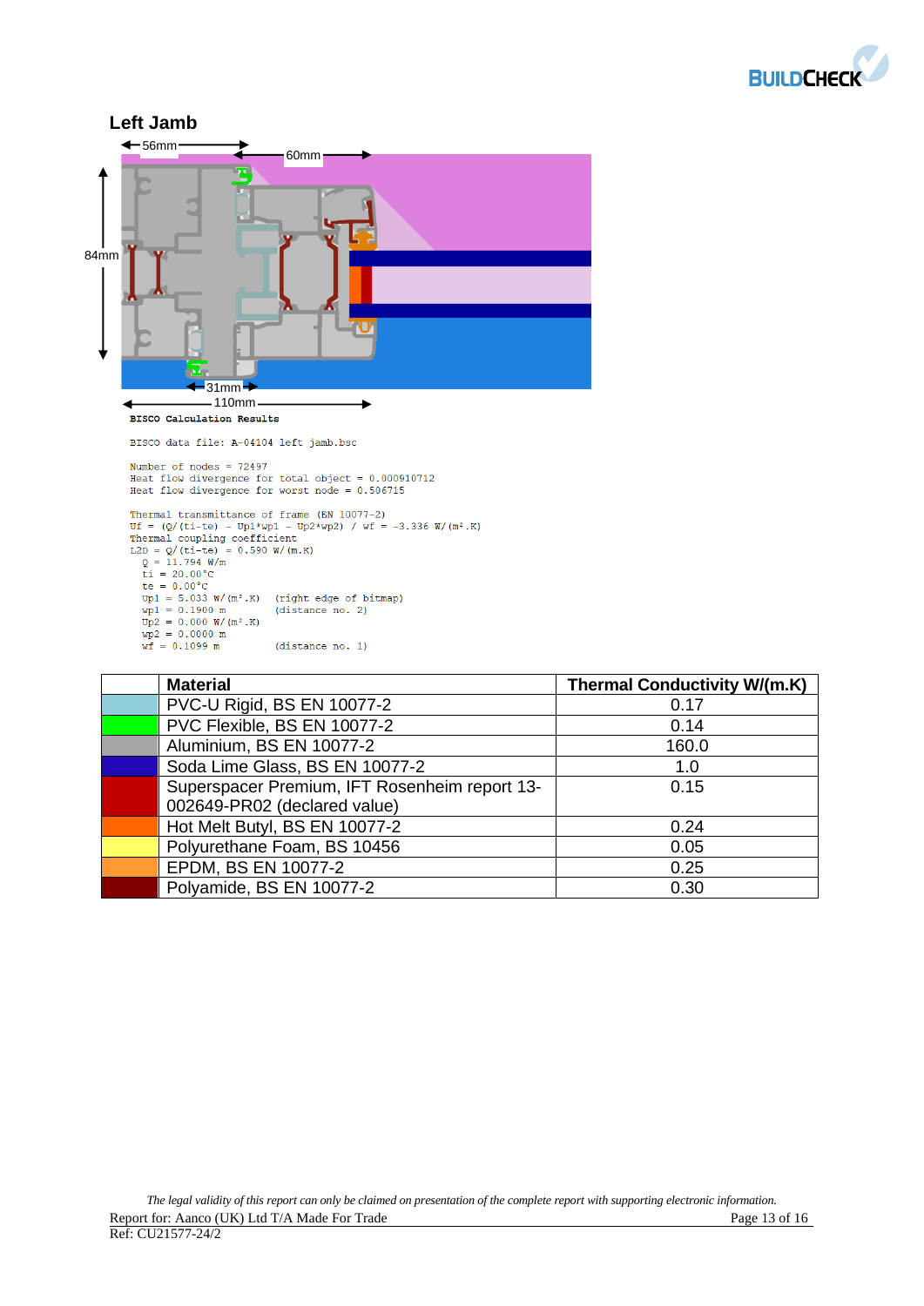## Left Jamb

56mm

60mm

84mm

31mm

110mm

```
BISCO Calculation Results

BISCO data file: A-04104 left jamb.bsc

Number of nodes = 72497
Heat flow divergence for total object = 0.000910712
Heat flow divergence for worst node = 0.506715

Thermal transmittance of frame (EN 10077-2)
Uf = (Q/(ti-te) - Up1*wp1 - Up2*wp2) / wf = -3.336 W/(m².K)
Thermal coupling coefficient
L2D = Q/(ti-te) = 0.590 W/(m.K)
  Q = 11.794 W/m
  ti = 20.00°C
  te = 0.00°C
  Up1 = 5.033 W/(m².K)   (right edge of bitmap)
  wp1 = 0.1900 m         (distance no. 2)
  Up2 = 0.000 W/(m².K)
  wp2 = 0.0000 m
  wf = 0.1099 m          (distance no. 1)
```

| | Material | Thermal Conductivity W/(m.K) |
|---|---|---|
| | PVC-U Rigid, BS EN 10077-2 | 0.17 |
| | PVC Flexible, BS EN 10077-2 | 0.14 |
| | Aluminium, BS EN 10077-2 | 160.0 |
| | Soda Lime Glass, BS EN 10077-2 | 1.0 |
| | Superspacer Premium, IFT Rosenheim report 13-002649-PR02 (declared value) | 0.15 |
| | Hot Melt Butyl, BS EN 10077-2 | 0.24 |
| | Polyurethane Foam, BS 10456 | 0.05 |
| | EPDM, BS EN 10077-2 | 0.25 |
| | Polyamide, BS EN 10077-2 | 0.30 |

*The legal validity of this report can only be claimed on presentation of the complete report with supporting electronic information.*

Report for: Aanco (UK) Ltd T/A Made For Trade

Ref: CU21577-24/2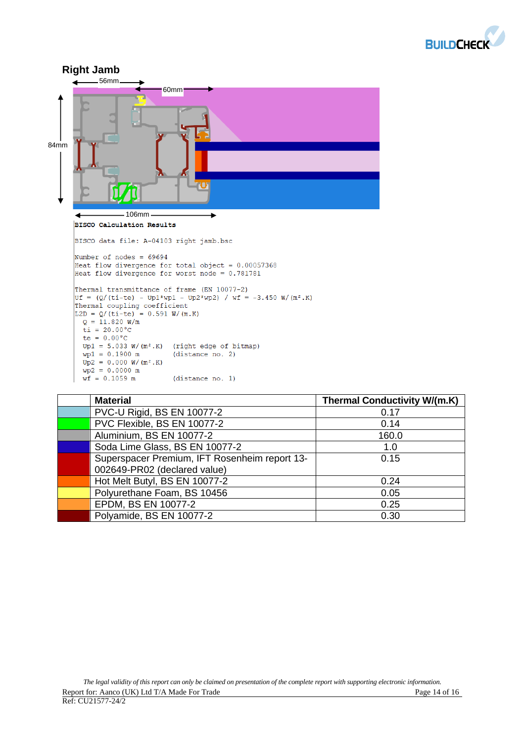## Right Jamb

56mm

60mm

84mm

106mm

**BISCO Calculation Results**

```
BISCO data file: A-04103 right jamb.bsc

Number of nodes = 69694
Heat flow divergence for total object = 0.00057368
Heat flow divergence for worst node = 0.781781

Thermal transmittance of frame (EN 10077-2)
Uf = (Q/(ti-te) - Up1*wp1 - Up2*wp2) / wf = -3.450 W/(m².K)
Thermal coupling coefficient
L2D = Q/(ti-te) = 0.591 W/(m.K)
  Q = 11.820 W/m
  ti = 20.00°C
  te = 0.00°C
  Up1 = 5.033 W/(m².K)   (right edge of bitmap)
  wp1 = 0.1900 m         (distance no. 2)
  Up2 = 0.000 W/(m².K)
  wp2 = 0.0000 m
  wf = 0.1059 m          (distance no. 1)
```

| | Material | Thermal Conductivity W/(m.K) |
|---|---|---|
| | PVC-U Rigid, BS EN 10077-2 | 0.17 |
| | PVC Flexible, BS EN 10077-2 | 0.14 |
| | Aluminium, BS EN 10077-2 | 160.0 |
| | Soda Lime Glass, BS EN 10077-2 | 1.0 |
| | Superspacer Premium, IFT Rosenheim report 13-002649-PR02 (declared value) | 0.15 |
| | Hot Melt Butyl, BS EN 10077-2 | 0.24 |
| | Polyurethane Foam, BS 10456 | 0.05 |
| | EPDM, BS EN 10077-2 | 0.25 |
| | Polyamide, BS EN 10077-2 | 0.30 |

*The legal validity of this report can only be claimed on presentation of the complete report with supporting electronic information.*

Report for: Aanco (UK) Ltd T/A Made For Trade

Ref: CU21577-24/2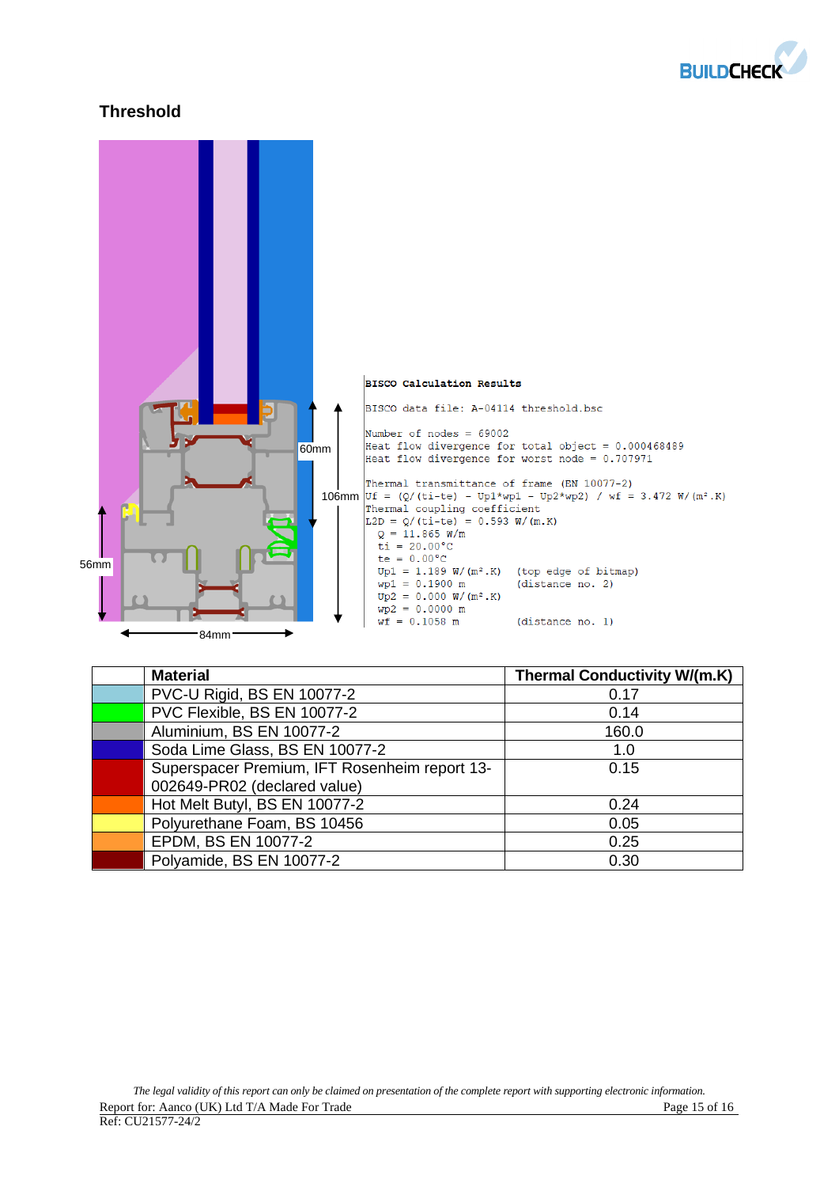## Threshold

60mm

106mm

56mm

84mm

```
BISCO Calculation Results

BISCO data file: A-04114 threshold.bsc

Number of nodes = 69002
Heat flow divergence for total object = 0.000468489
Heat flow divergence for worst node = 0.707971

Thermal transmittance of frame (EN 10077-2)
Uf = (Q/(ti-te) - Up1*wp1 - Up2*wp2) / wf = 3.472 W/(m².K)
Thermal coupling coefficient
L2D = Q/(ti-te) = 0.593 W/(m.K)
  Q = 11.865 W/m
  ti = 20.00°C
  te = 0.00°C
  Up1 = 1.189 W/(m².K)   (top edge of bitmap)
  wp1 = 0.1900 m         (distance no. 2)
  Up2 = 0.000 W/(m².K)
  wp2 = 0.0000 m
  wf = 0.1058 m          (distance no. 1)
```

| | Material | Thermal Conductivity W/(m.K) |
|---|---|---|
| | PVC-U Rigid, BS EN 10077-2 | 0.17 |
| | PVC Flexible, BS EN 10077-2 | 0.14 |
| | Aluminium, BS EN 10077-2 | 160.0 |
| | Soda Lime Glass, BS EN 10077-2 | 1.0 |
| | Superspacer Premium, IFT Rosenheim report 13-002649-PR02 (declared value) | 0.15 |
| | Hot Melt Butyl, BS EN 10077-2 | 0.24 |
| | Polyurethane Foam, BS 10456 | 0.05 |
| | EPDM, BS EN 10077-2 | 0.25 |
| | Polyamide, BS EN 10077-2 | 0.30 |

*The legal validity of this report can only be claimed on presentation of the complete report with supporting electronic information.*

Report for: Aanco (UK) Ltd T/A Made For Trade

Ref: CU21577-24/2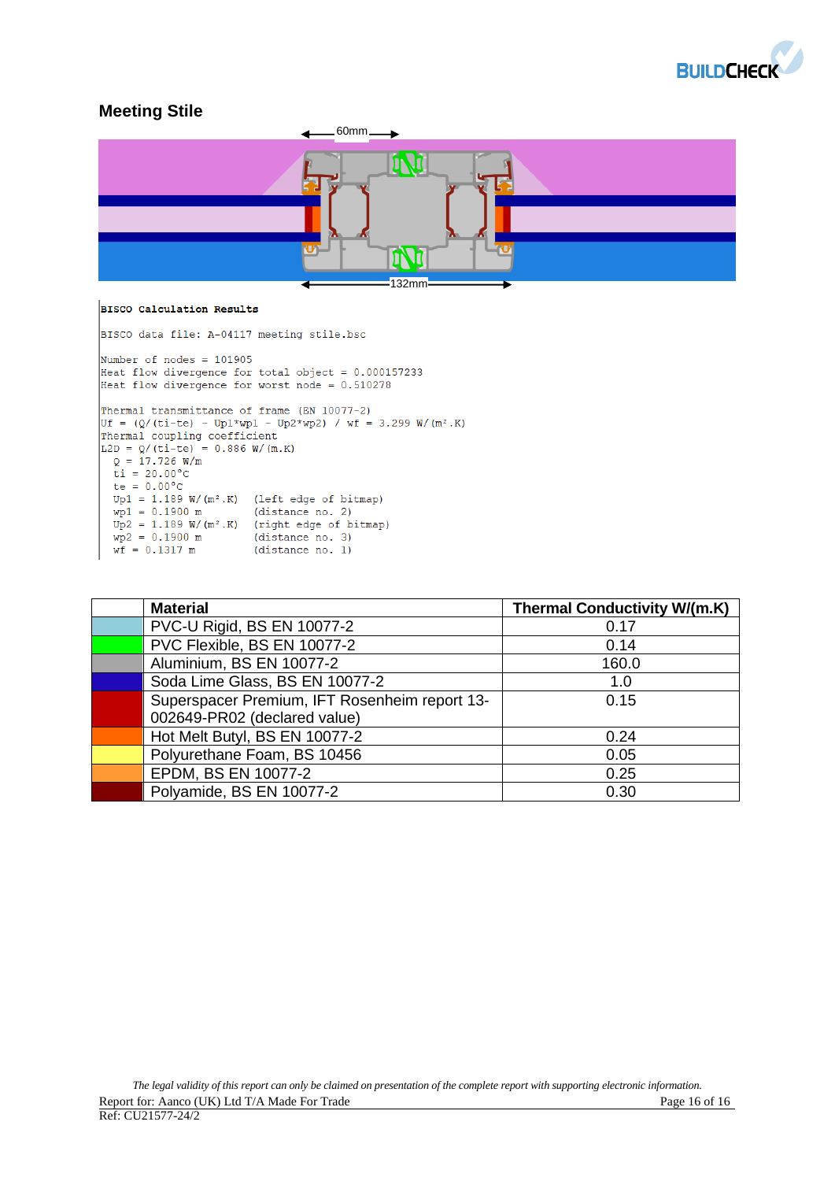## Meeting Stile

60mm

132mm

**BISCO Calculation Results**

```
BISCO data file: A-04117 meeting stile.bsc

Number of nodes = 101905
Heat flow divergence for total object = 0.000157233
Heat flow divergence for worst node = 0.510278

Thermal transmittance of frame (EN 10077-2)
Uf = (Q/(ti-te) - Up1*wp1 - Up2*wp2) / wf = 3.299 W/(m².K)
Thermal coupling coefficient
L2D = Q/(ti-te) = 0.886 W/(m.K)
  Q = 17.726 W/m
  ti = 20.00°C
  te = 0.00°C
  Up1 = 1.189 W/(m².K)   (left edge of bitmap)
  wp1 = 0.1900 m         (distance no. 2)
  Up2 = 1.189 W/(m².K)   (right edge of bitmap)
  wp2 = 0.1900 m         (distance no. 3)
  wf = 0.1317 m          (distance no. 1)
```

| | Material | Thermal Conductivity W/(m.K) |
|---|---|---|
| | PVC-U Rigid, BS EN 10077-2 | 0.17 |
| | PVC Flexible, BS EN 10077-2 | 0.14 |
| | Aluminium, BS EN 10077-2 | 160.0 |
| | Soda Lime Glass, BS EN 10077-2 | 1.0 |
| | Superspacer Premium, IFT Rosenheim report 13-002649-PR02 (declared value) | 0.15 |
| | Hot Melt Butyl, BS EN 10077-2 | 0.24 |
| | Polyurethane Foam, BS 10456 | 0.05 |
| | EPDM, BS EN 10077-2 | 0.25 |
| | Polyamide, BS EN 10077-2 | 0.30 |

*The legal validity of this report can only be claimed on presentation of the complete report with supporting electronic information.*

Report for: Aanco (UK) Ltd T/A Made For Trade

Ref: CU21577-24/2